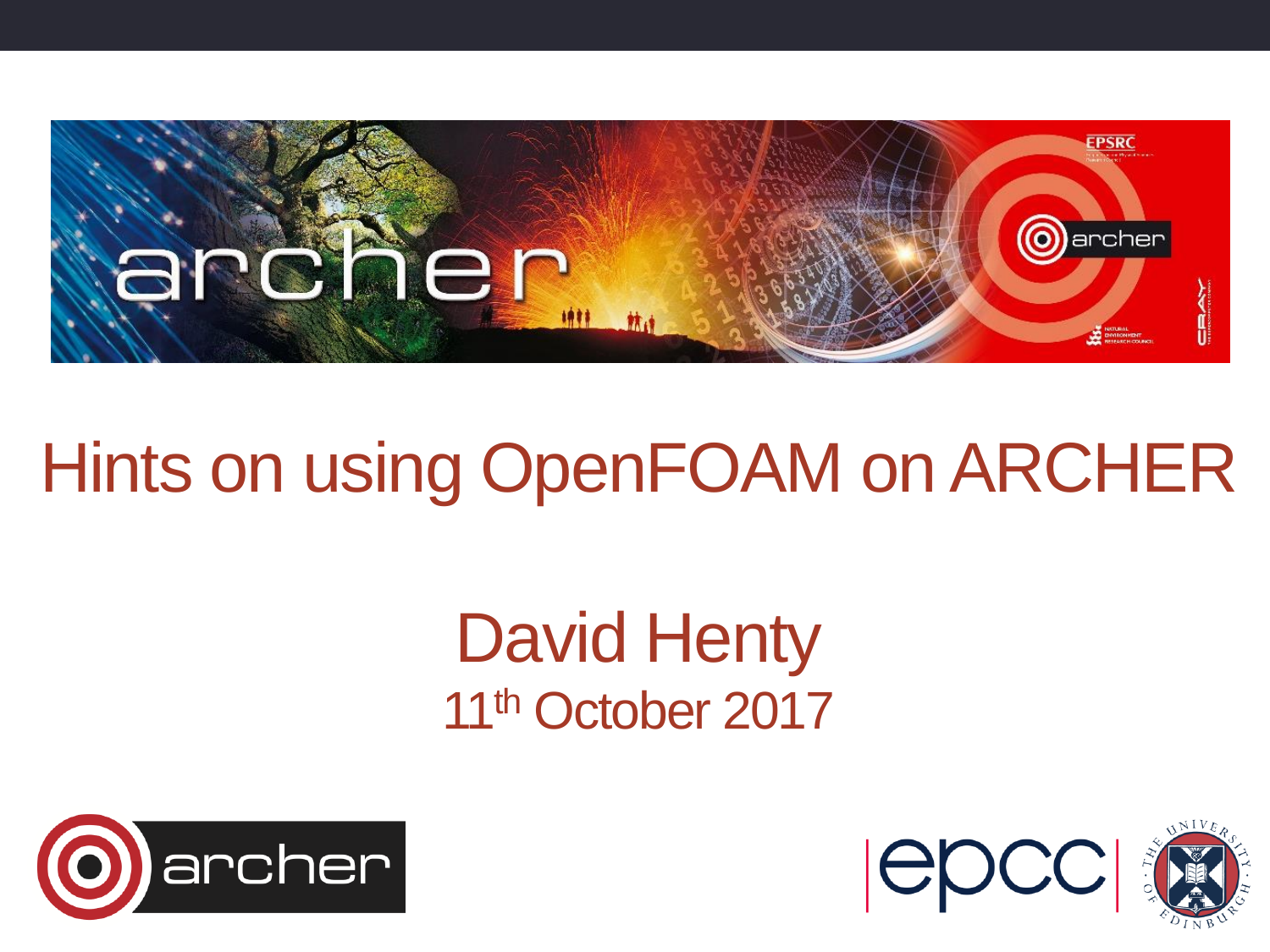# Hints on using OpenFOAM on ARCHER

David Henty

11th October 2017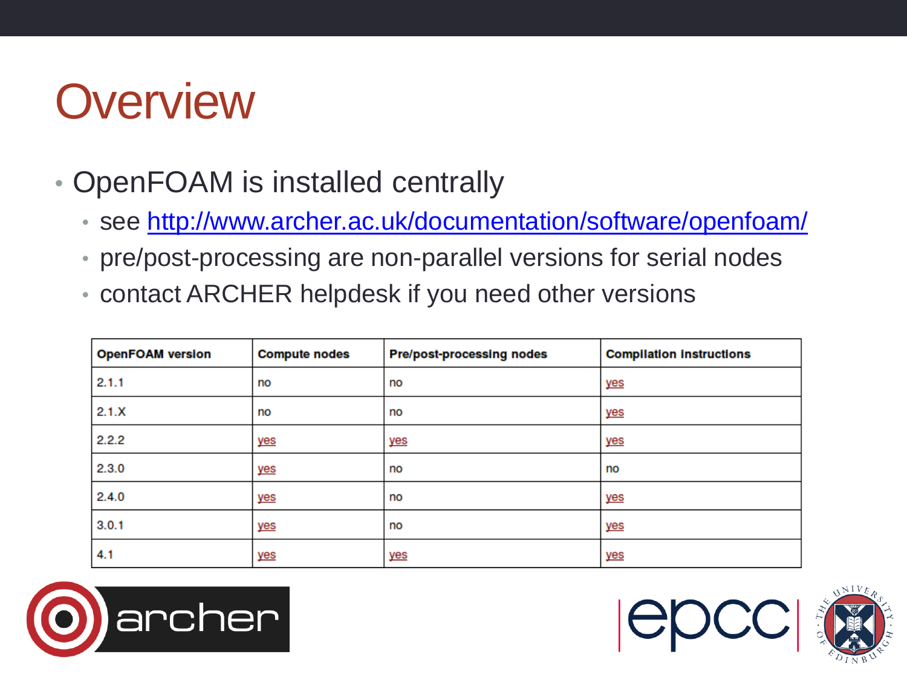# Overview

- OpenFOAM is installed centrally
  - see http://www.archer.ac.uk/documentation/software/openfoam/
  - pre/post-processing are non-parallel versions for serial nodes
  - contact ARCHER helpdesk if you need other versions

| OpenFOAM version | Compute nodes | Pre/post-processing nodes | Compilation instructions |
|---|---|---|---|
| 2.1.1 | no | no | yes |
| 2.1.X | no | no | yes |
| 2.2.2 | yes | yes | yes |
| 2.3.0 | yes | no | no |
| 2.4.0 | yes | no | yes |
| 3.0.1 | yes | no | yes |
| 4.1 | yes | yes | yes |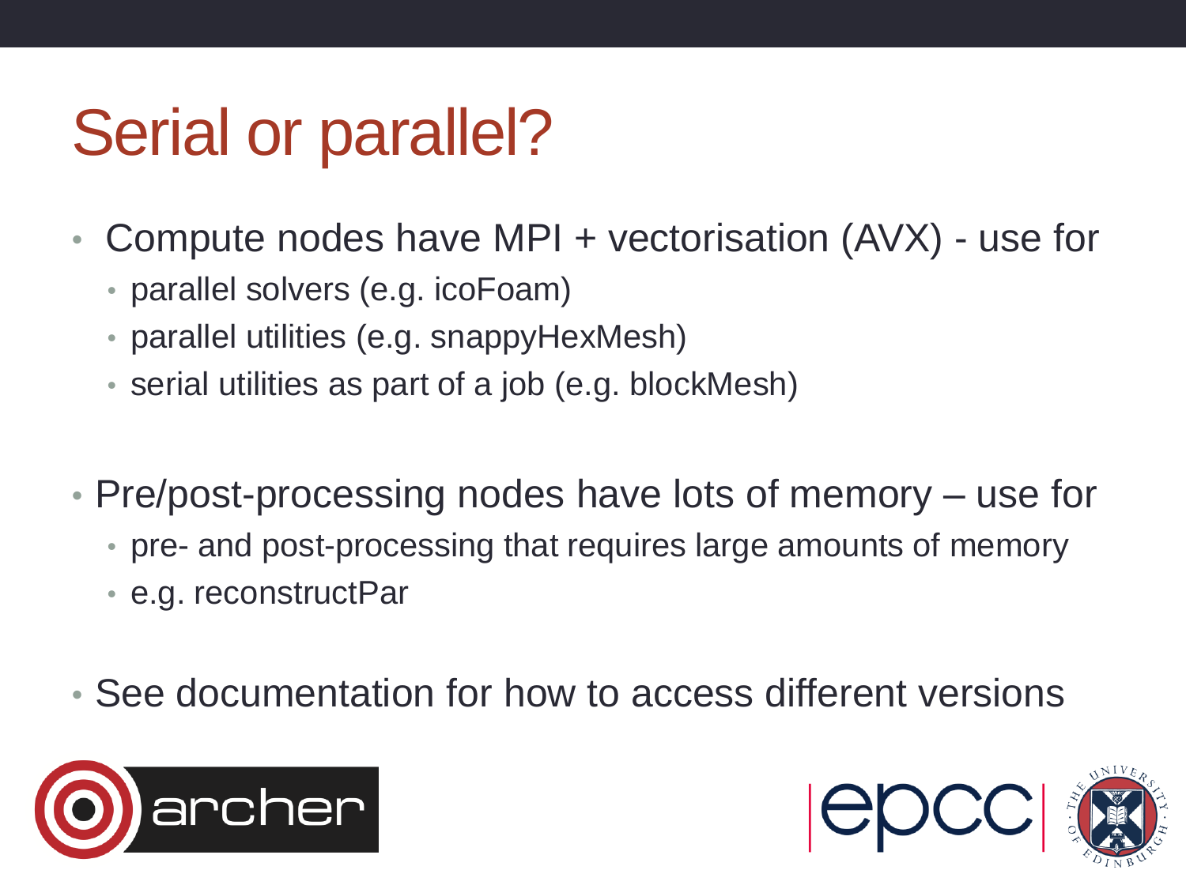# Serial or parallel?

- Compute nodes have MPI + vectorisation (AVX) - use for
  - parallel solvers (e.g. icoFoam)
  - parallel utilities (e.g. snappyHexMesh)
  - serial utilities as part of a job (e.g. blockMesh)

- Pre/post-processing nodes have lots of memory – use for
  - pre- and post-processing that requires large amounts of memory
  - e.g. reconstructPar

- See documentation for how to access different versions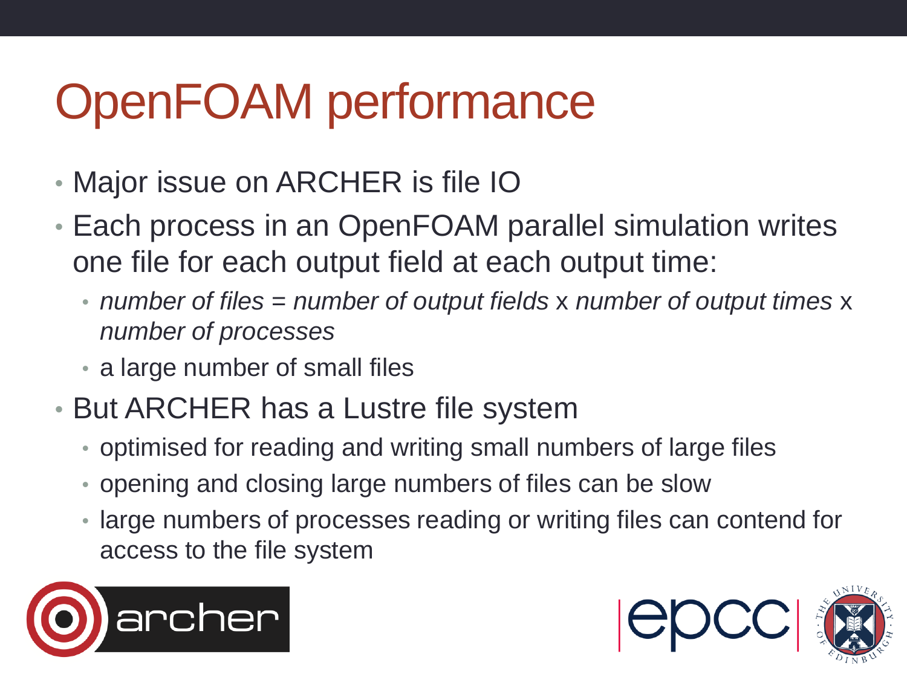# OpenFOAM performance

- Major issue on ARCHER is file IO
- Each process in an OpenFOAM parallel simulation writes one file for each output field at each output time:
  - *number of files = number of output fields* x *number of output times* x *number of processes*
  - a large number of small files
- But ARCHER has a Lustre file system
  - optimised for reading and writing small numbers of large files
  - opening and closing large numbers of files can be slow
  - large numbers of processes reading or writing files can contend for access to the file system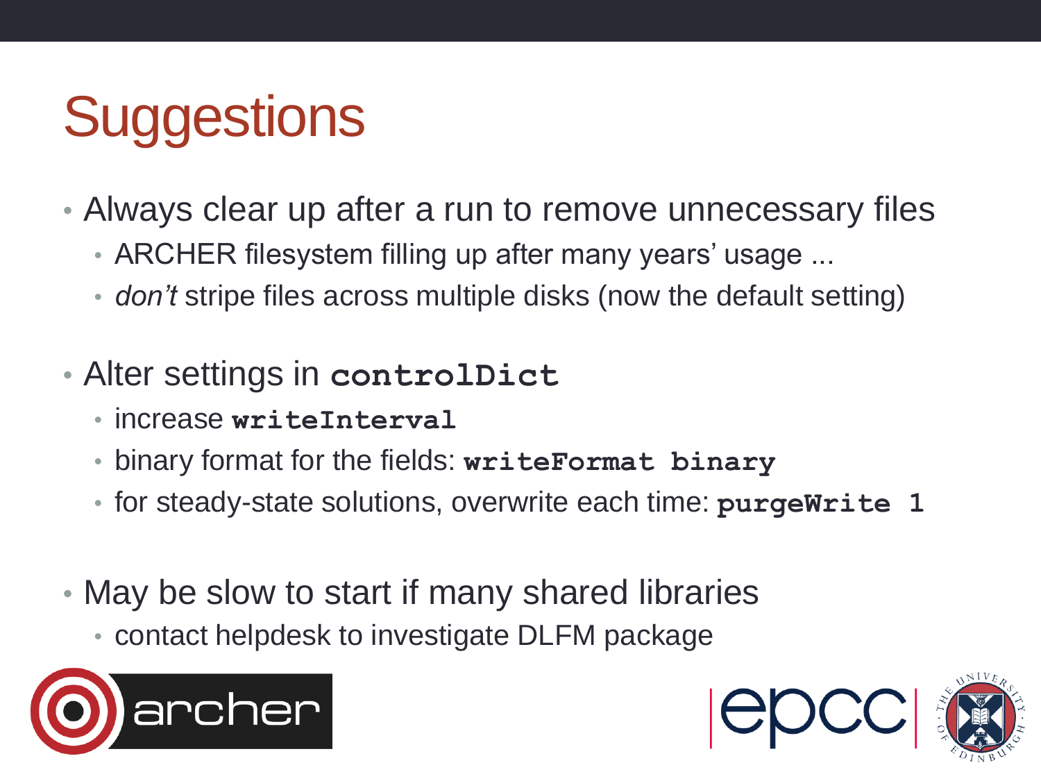# Suggestions

- Always clear up after a run to remove unnecessary files
  - ARCHER filesystem filling up after many years' usage ...
  - *don't* stripe files across multiple disks (now the default setting)
- Alter settings in `controlDict`
  - increase `writeInterval`
  - binary format for the fields: `writeFormat binary`
  - for steady-state solutions, overwrite each time: `purgeWrite 1`
- May be slow to start if many shared libraries
  - contact helpdesk to investigate DLFM package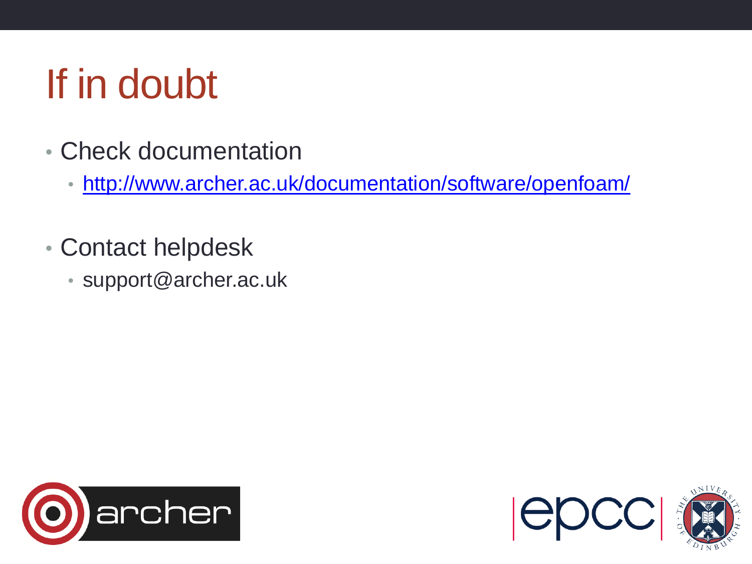# If in doubt

- Check documentation
  - http://www.archer.ac.uk/documentation/software/openfoam/
- Contact helpdesk
  - support@archer.ac.uk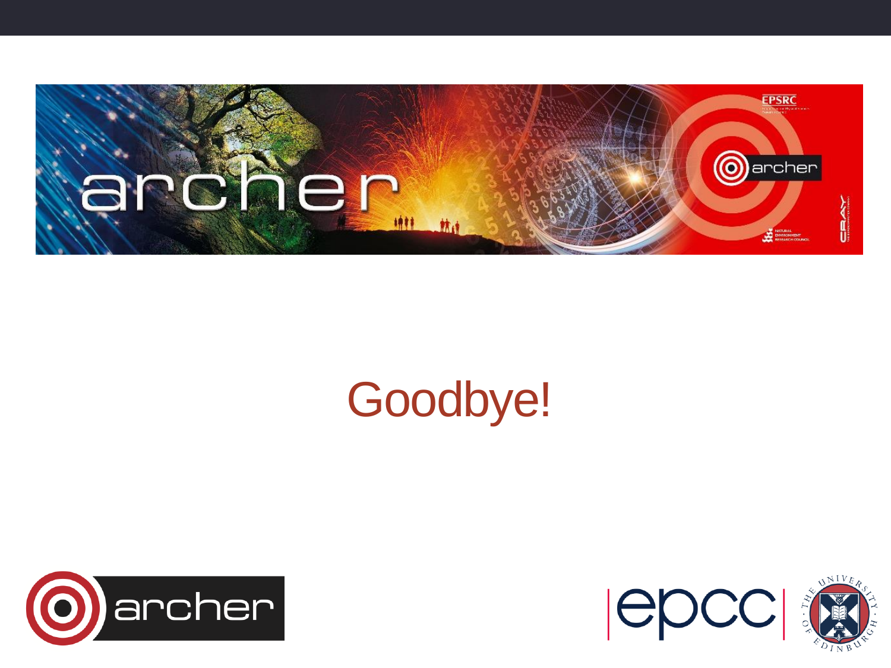# Goodbye!